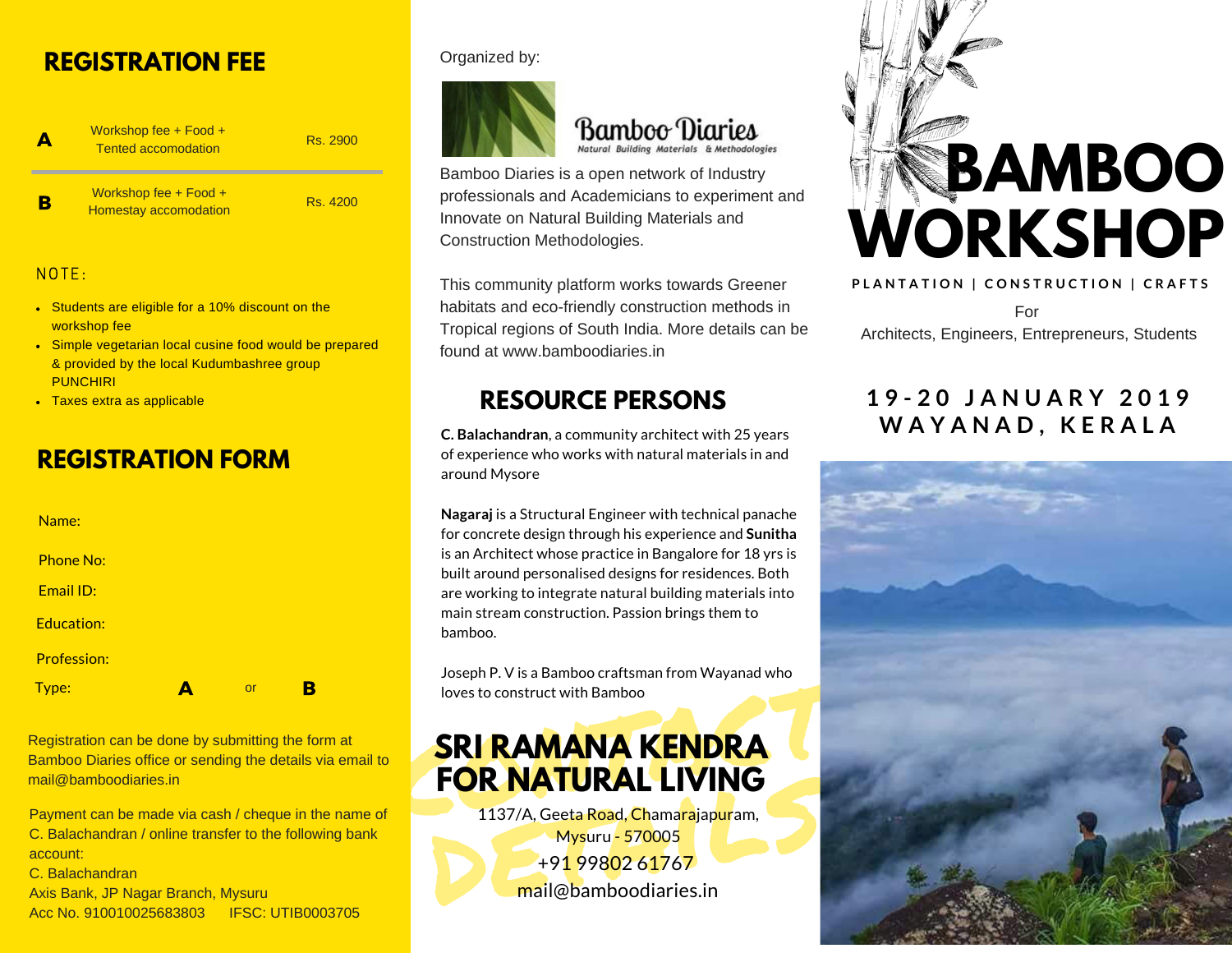# BAMBOO WORKSHOP

**PLANTATION | CONSTRUCTION | CRAFTS**

For
Architects, Engineers, Entrepreneurs, Students

## 19-20 JANUARY 2019
## WAYANAD, KERALA

Organized by:

**Bamboo Diaries**
*Natural Building Materials & Methodologies*

Bamboo Diaries is a open network of Industry professionals and Academicians to experiment and Innovate on Natural Building Materials and Construction Methodologies.

This community platform works towards Greener habitats and eco-friendly construction methods in Tropical regions of South India. More details can be found at www.bamboodiaries.in

## RESOURCE PERSONS

**C. Balachandran**, a community architect with 25 years of experience who works with natural materials in and around Mysore

**Nagaraj** is a Structural Engineer with technical panache for concrete design through his experience and **Sunitha** is an Architect whose practice in Bangalore for 18 yrs is built around personalised designs for residences. Both are working to integrate natural building materials into main stream construction. Passion brings them to bamboo.

Joseph P. V is a Bamboo craftsman from Wayanad who loves to construct with Bamboo

## CONTACT DETAILS

## SRI RAMANA KENDRA FOR NATURAL LIVING

1137/A, Geeta Road, Chamarajapuram,
Mysuru - 570005
+91 99802 61767
mail@bamboodiaries.in

## REGISTRATION FEE

| | | |
|---|---|---|
| **A** | Workshop fee + Food + Tented accomodation | Rs. 2900 |
| **B** | Workshop fee + Food + Homestay accomodation | Rs. 4200 |

NOTE:

- Students are eligible for a 10% discount on the workshop fee
- Simple vegetarian local cusine food would be prepared & provided by the local Kudumbashree group PUNCHIRI
- Taxes extra as applicable

## REGISTRATION FORM

Name:

Phone No:

Email ID:

Education:

Profession:

Type: **A** or **B**

Registration can be done by submitting the form at Bamboo Diaries office or sending the details via email to mail@bamboodiaries.in

Payment can be made via cash / cheque in the name of C. Balachandran / online transfer to the following bank account:
C. Balachandran
Axis Bank, JP Nagar Branch, Mysuru
Acc No. 910010025683803 IFSC: UTIB0003705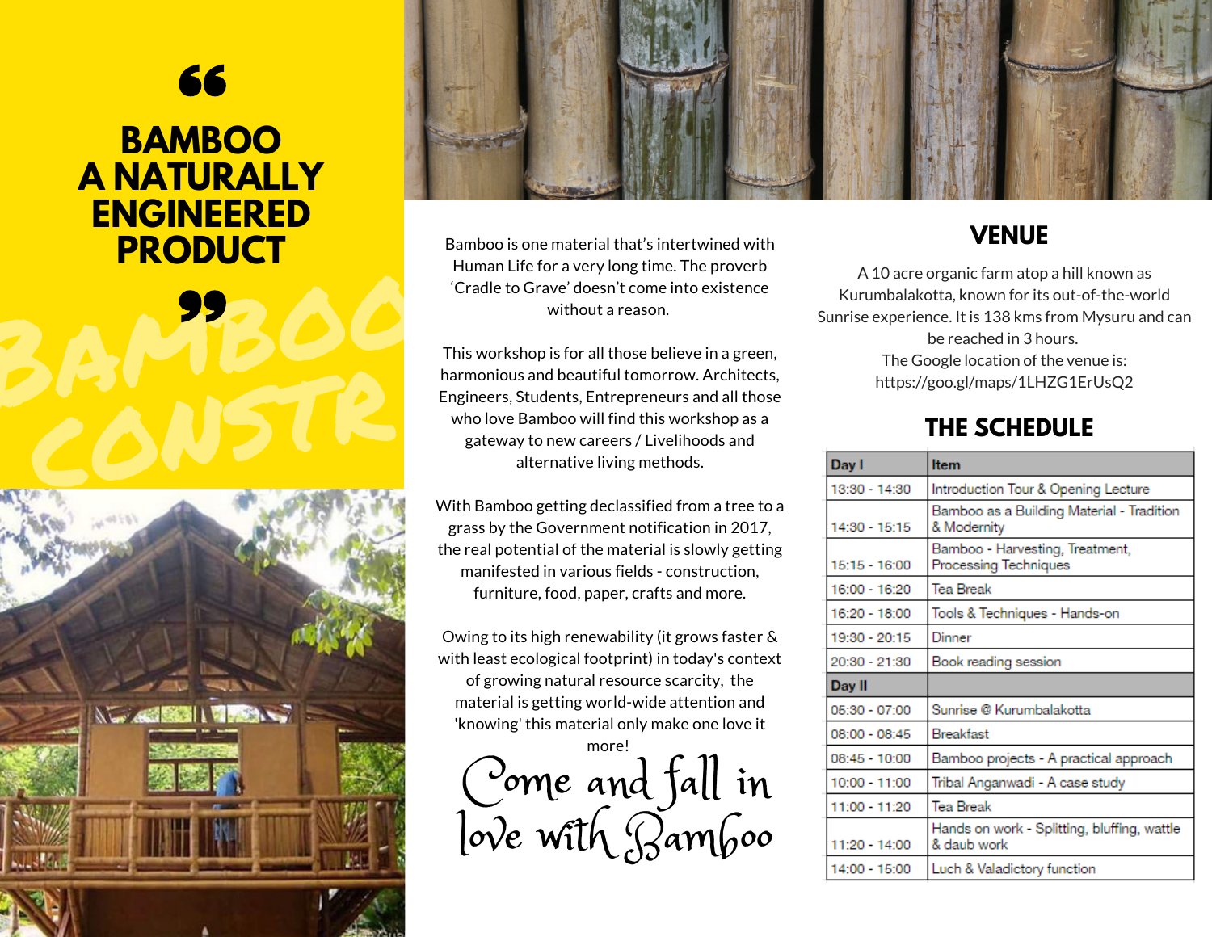# BAMBOO A NATURALLY ENGINEERED PRODUCT

Bamboo is one material that's intertwined with Human Life for a very long time. The proverb 'Cradle to Grave' doesn't come into existence without a reason.

This workshop is for all those believe in a green, harmonious and beautiful tomorrow. Architects, Engineers, Students, Entrepreneurs and all those who love Bamboo will find this workshop as a gateway to new careers / Livelihoods and alternative living methods.

With Bamboo getting declassified from a tree to a grass by the Government notification in 2017, the real potential of the material is slowly getting manifested in various fields - construction, furniture, food, paper, crafts and more.

Owing to its high renewability (it grows faster & with least ecological footprint) in today's context of growing natural resource scarcity, the material is getting world-wide attention and 'knowing' this material only make one love it more!

*Come and fall in love with Bamboo*

## VENUE

A 10 acre organic farm atop a hill known as Kurumbalakotta, known for its out-of-the-world Sunrise experience. It is 138 kms from Mysuru and can be reached in 3 hours.
The Google location of the venue is:
https://goo.gl/maps/1LHZG1ErUsQ2

## THE SCHEDULE

| Day I | Item |
|---|---|
| 13:30 - 14:30 | Introduction Tour & Opening Lecture |
| 14:30 - 15:15 | Bamboo as a Building Material - Tradition & Modernity |
| 15:15 - 16:00 | Bamboo - Harvesting, Treatment, Processing Techniques |
| 16:00 - 16:20 | Tea Break |
| 16:20 - 18:00 | Tools & Techniques - Hands-on |
| 19:30 - 20:15 | Dinner |
| 20:30 - 21:30 | Book reading session |
| **Day II** | |
| 05:30 - 07:00 | Sunrise @ Kurumbalakotta |
| 08:00 - 08:45 | Breakfast |
| 08:45 - 10:00 | Bamboo projects - A practical approach |
| 10:00 - 11:00 | Tribal Anganwadi - A case study |
| 11:00 - 11:20 | Tea Break |
| 11:20 - 14:00 | Hands on work - Splitting, bluffing, wattle & daub work |
| 14:00 - 15:00 | Luch & Valadictory function |